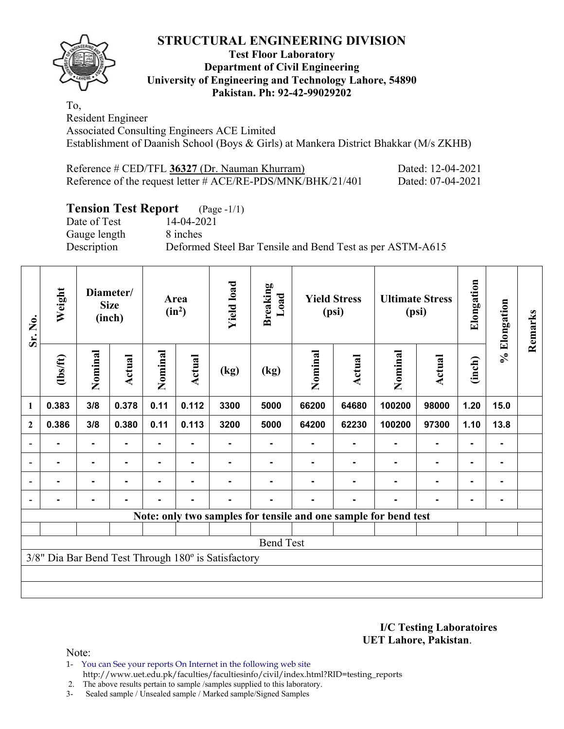# STRUCTURAL ENGINEERING DIVISION

**Test Floor Laboratory**
**Department of Civil Engineering**
**University of Engineering and Technology Lahore, 54890**
**Pakistan. Ph: 92-42-99029202**

To,
Resident Engineer
Associated Consulting Engineers ACE Limited
Establishment of Daanish School (Boys & Girls) at Mankera District Bhakkar (M/s ZKHB)

Reference # CED/TFL **36327** (Dr. Nauman Khurram) Dated: 12-04-2021
Reference of the request letter # ACE/RE-PDS/MNK/BHK/21/401 Dated: 07-04-2021

## Tension Test Report (Page -1/1)

Date of Test 14-04-2021
Gauge length 8 inches
Description Deformed Steel Bar Tensile and Bend Test as per ASTM-A615

| Sr. No. | Weight | Diameter/ Size (inch) | | Area ($in^2$) | | Yield load | Breaking Load | Yield Stress (psi) | | Ultimate Stress (psi) | | Elongation | % Elongation | Remarks |
|---|---|---|---|---|---|---|---|---|---|---|---|---|---|---|
| | (lbs/ft) | Nominal | Actual | Nominal | Actual | (kg) | (kg) | Nominal | Actual | Nominal | Actual | (inch) | | |
| 1 | 0.383 | 3/8 | 0.378 | 0.11 | 0.112 | 3300 | 5000 | 66200 | 64680 | 100200 | 98000 | 1.20 | 15.0 | |
| 2 | 0.386 | 3/8 | 0.380 | 0.11 | 0.113 | 3200 | 5000 | 64200 | 62230 | 100200 | 97300 | 1.10 | 13.8 | |
| - | - | - | - | - | - | - | - | - | - | - | - | - | - | |
| - | - | - | - | - | - | - | - | - | - | - | - | - | - | |
| - | - | - | - | - | - | - | - | - | - | - | - | - | - | |
| - | - | - | - | - | - | - | - | - | - | - | - | - | - | |

**Note: only two samples for tensile and one sample for bend test**

Bend Test

3/8" Dia Bar Bend Test Through 180º is Satisfactory

**I/C Testing Laboratoires**
**UET Lahore, Pakistan**.

Note:
1- You can See your reports On Internet in the following web site
http://www.uet.edu.pk/faculties/facultiesinfo/civil/index.html?RID=testing_reports
2. The above results pertain to sample /samples supplied to this laboratory.
3- Sealed sample / Unsealed sample / Marked sample/Signed Samples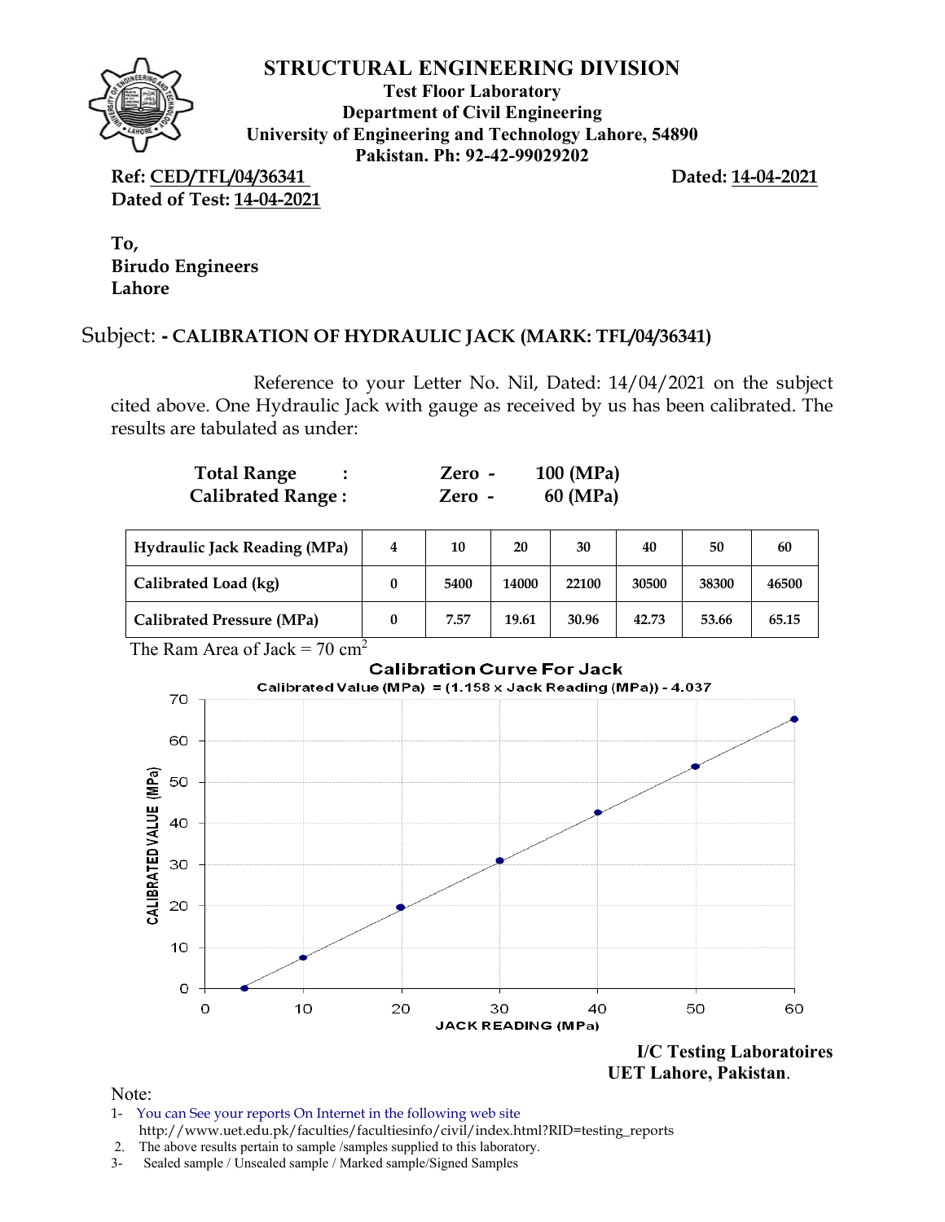# STRUCTURAL ENGINEERING DIVISION

**Test Floor Laboratory**
**Department of Civil Engineering**
**University of Engineering and Technology Lahore, 54890**
**Pakistan. Ph: 92-42-99029202**

**Ref: CED/TFL/04/36341** **Dated: 14-04-2021**
**Dated of Test: 14-04-2021**

**To,**
**Birudo Engineers**
**Lahore**

Subject: **- CALIBRATION OF HYDRAULIC JACK (MARK: TFL/04/36341)**

Reference to your Letter No. Nil, Dated: 14/04/2021 on the subject cited above. One Hydraulic Jack with gauge as received by us has been calibrated. The results are tabulated as under:

**Total Range :** **Zero - 100 (MPa)**
**Calibrated Range :** **Zero - 60 (MPa)**

| Hydraulic Jack Reading (MPa) | 4 | 10 | 20 | 30 | 40 | 50 | 60 |
|---|---|---|---|---|---|---|---|
| Calibrated Load (kg) | 0 | 5400 | 14000 | 22100 | 30500 | 38300 | 46500 |
| Calibrated Pressure (MPa) | 0 | 7.57 | 19.61 | 30.96 | 42.73 | 53.66 | 65.15 |

The Ram Area of Jack = 70 $cm^2$

**Calibration Curve For Jack**

Calibrated Value (MPa) = (1.158 x Jack Reading (MPa)) - 4.037

**I/C Testing Laboratoires**
**UET Lahore, Pakistan.**

Note:

1- You can See your reports On Internet in the following web site
http://www.uet.edu.pk/faculties/facultiesinfo/civil/index.html?RID=testing_reports
2. The above results pertain to sample /samples supplied to this laboratory.
3- Sealed sample / Unsealed sample / Marked sample/Signed Samples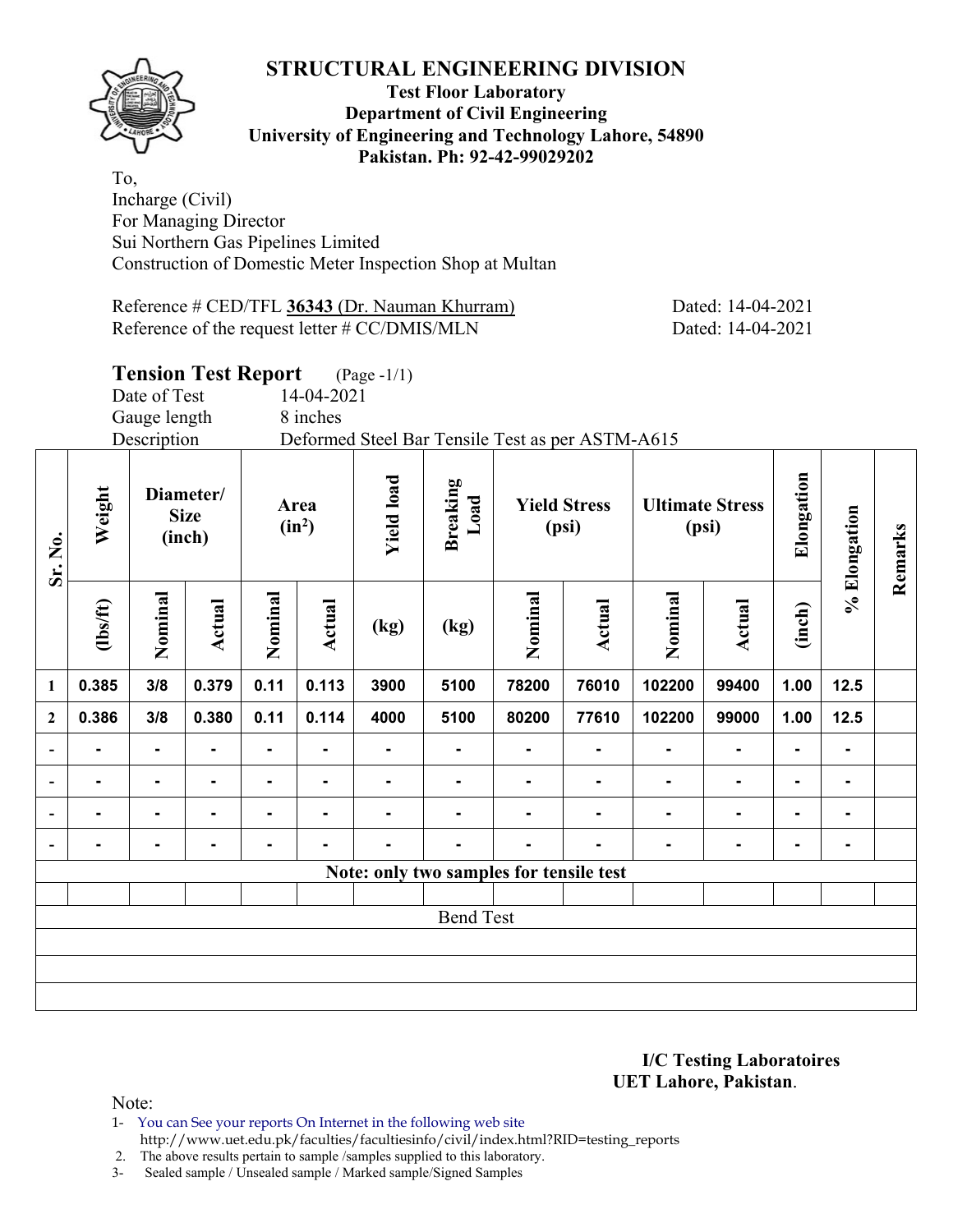# STRUCTURAL ENGINEERING DIVISION

**Test Floor Laboratory**
**Department of Civil Engineering**
**University of Engineering and Technology Lahore, 54890**
**Pakistan. Ph: 92-42-99029202**

To,
Incharge (Civil)
For Managing Director
Sui Northern Gas Pipelines Limited
Construction of Domestic Meter Inspection Shop at Multan

Reference # CED/TFL **36343** (Dr. Nauman Khurram) Dated: 14-04-2021
Reference of the request letter # CC/DMIS/MLN Dated: 14-04-2021

## Tension Test Report (Page -1/1)

Date of Test 14-04-2021
Gauge length 8 inches
Description Deformed Steel Bar Tensile Test as per ASTM-A615

| Sr. No. | Weight | Diameter/ Size (inch) | | Area ($in^2$) | | Yield load | Breaking Load | Yield Stress (psi) | | Ultimate Stress (psi) | | Elongation | % Elongation | Remarks |
|---|---|---|---|---|---|---|---|---|---|---|---|---|---|---|
| | (lbs/ft) | Nominal | Actual | Nominal | Actual | (kg) | (kg) | Nominal | Actual | Nominal | Actual | (inch) | | |
| 1 | 0.385 | 3/8 | 0.379 | 0.11 | 0.113 | 3900 | 5100 | 78200 | 76010 | 102200 | 99400 | 1.00 | 12.5 | |
| 2 | 0.386 | 3/8 | 0.380 | 0.11 | 0.114 | 4000 | 5100 | 80200 | 77610 | 102200 | 99000 | 1.00 | 12.5 | |
| - | - | - | - | - | - | - | - | - | - | - | - | - | - | |
| - | - | - | - | - | - | - | - | - | - | - | - | - | - | |
| - | - | - | - | - | - | - | - | - | - | - | - | - | - | |
| - | - | - | - | - | - | - | - | - | - | - | - | - | - | |
| Note: only two samples for tensile test | | | | | | | | | | | | | | |
| | | | | | | | | | | | | | | |
| Bend Test | | | | | | | | | | | | | | |
| | | | | | | | | | | | | | | |
| | | | | | | | | | | | | | | |
| | | | | | | | | | | | | | | |

**I/C Testing Laboratoires**
**UET Lahore, Pakistan**.

Note:

1- You can See your reports On Internet in the following web site
http://www.uet.edu.pk/faculties/facultiesinfo/civil/index.html?RID=testing_reports
2. The above results pertain to sample /samples supplied to this laboratory.
3- Sealed sample / Unsealed sample / Marked sample/Signed Samples